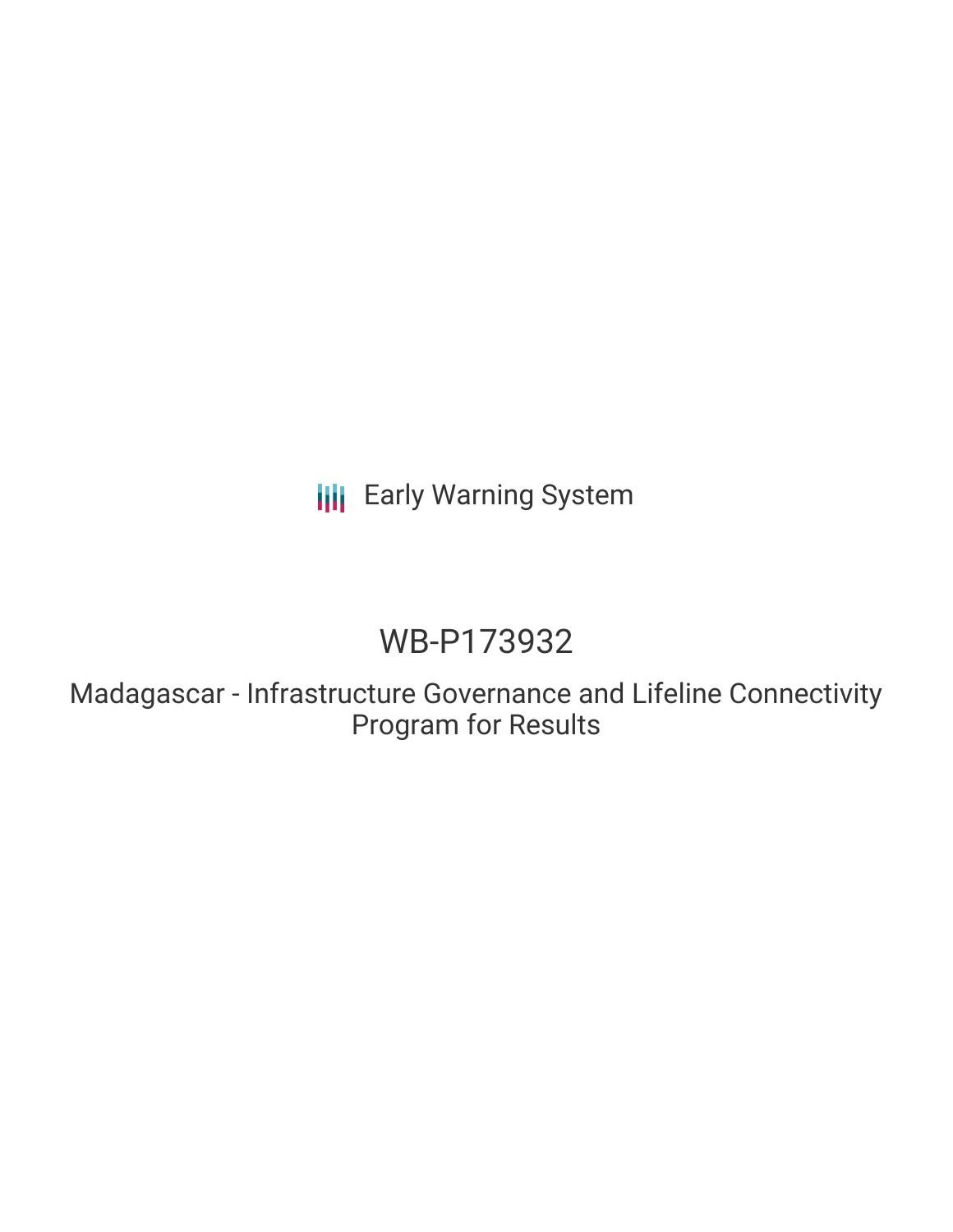Early Warning System

# WB-P173932

## Madagascar - Infrastructure Governance and Lifeline Connectivity Program for Results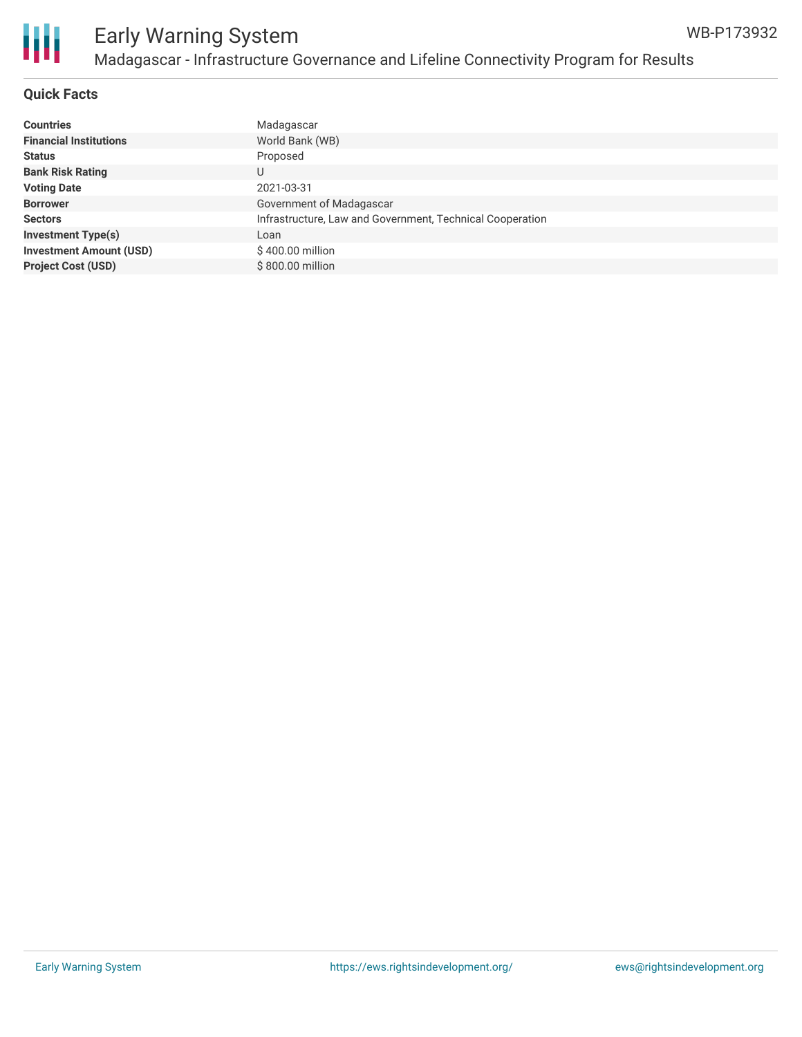# Early Warning System

## Madagascar - Infrastructure Governance and Lifeline Connectivity Program for Results

WB-P173932

### Quick Facts

| | |
|---|---|
| **Countries** | Madagascar |
| **Financial Institutions** | World Bank (WB) |
| **Status** | Proposed |
| **Bank Risk Rating** | U |
| **Voting Date** | 2021-03-31 |
| **Borrower** | Government of Madagascar |
| **Sectors** | Infrastructure, Law and Government, Technical Cooperation |
| **Investment Type(s)** | Loan |
| **Investment Amount (USD)** | $ 400.00 million |
| **Project Cost (USD)** | $ 800.00 million |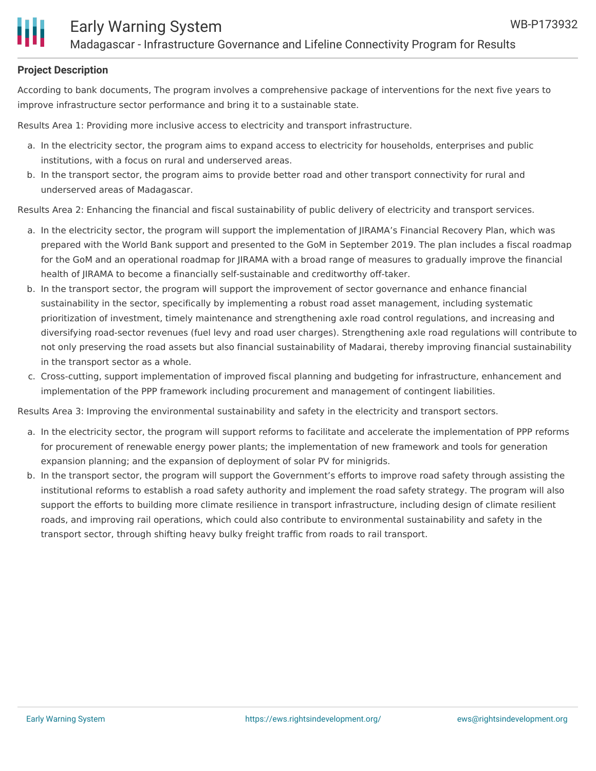**Project Description**

According to bank documents, The program involves a comprehensive package of interventions for the next five years to improve infrastructure sector performance and bring it to a sustainable state.

Results Area 1: Providing more inclusive access to electricity and transport infrastructure.

a. In the electricity sector, the program aims to expand access to electricity for households, enterprises and public institutions, with a focus on rural and underserved areas.
b. In the transport sector, the program aims to provide better road and other transport connectivity for rural and underserved areas of Madagascar.

Results Area 2: Enhancing the financial and fiscal sustainability of public delivery of electricity and transport services.

a. In the electricity sector, the program will support the implementation of JIRAMA's Financial Recovery Plan, which was prepared with the World Bank support and presented to the GoM in September 2019. The plan includes a fiscal roadmap for the GoM and an operational roadmap for JIRAMA with a broad range of measures to gradually improve the financial health of JIRAMA to become a financially self-sustainable and creditworthy off-taker.
b. In the transport sector, the program will support the improvement of sector governance and enhance financial sustainability in the sector, specifically by implementing a robust road asset management, including systematic prioritization of investment, timely maintenance and strengthening axle road control regulations, and increasing and diversifying road-sector revenues (fuel levy and road user charges). Strengthening axle road regulations will contribute to not only preserving the road assets but also financial sustainability of Madarai, thereby improving financial sustainability in the transport sector as a whole.
c. Cross-cutting, support implementation of improved fiscal planning and budgeting for infrastructure, enhancement and implementation of the PPP framework including procurement and management of contingent liabilities.

Results Area 3: Improving the environmental sustainability and safety in the electricity and transport sectors.

a. In the electricity sector, the program will support reforms to facilitate and accelerate the implementation of PPP reforms for procurement of renewable energy power plants; the implementation of new framework and tools for generation expansion planning; and the expansion of deployment of solar PV for minigrids.
b. In the transport sector, the program will support the Government's efforts to improve road safety through assisting the institutional reforms to establish a road safety authority and implement the road safety strategy. The program will also support the efforts to building more climate resilience in transport infrastructure, including design of climate resilient roads, and improving rail operations, which could also contribute to environmental sustainability and safety in the transport sector, through shifting heavy bulky freight traffic from roads to rail transport.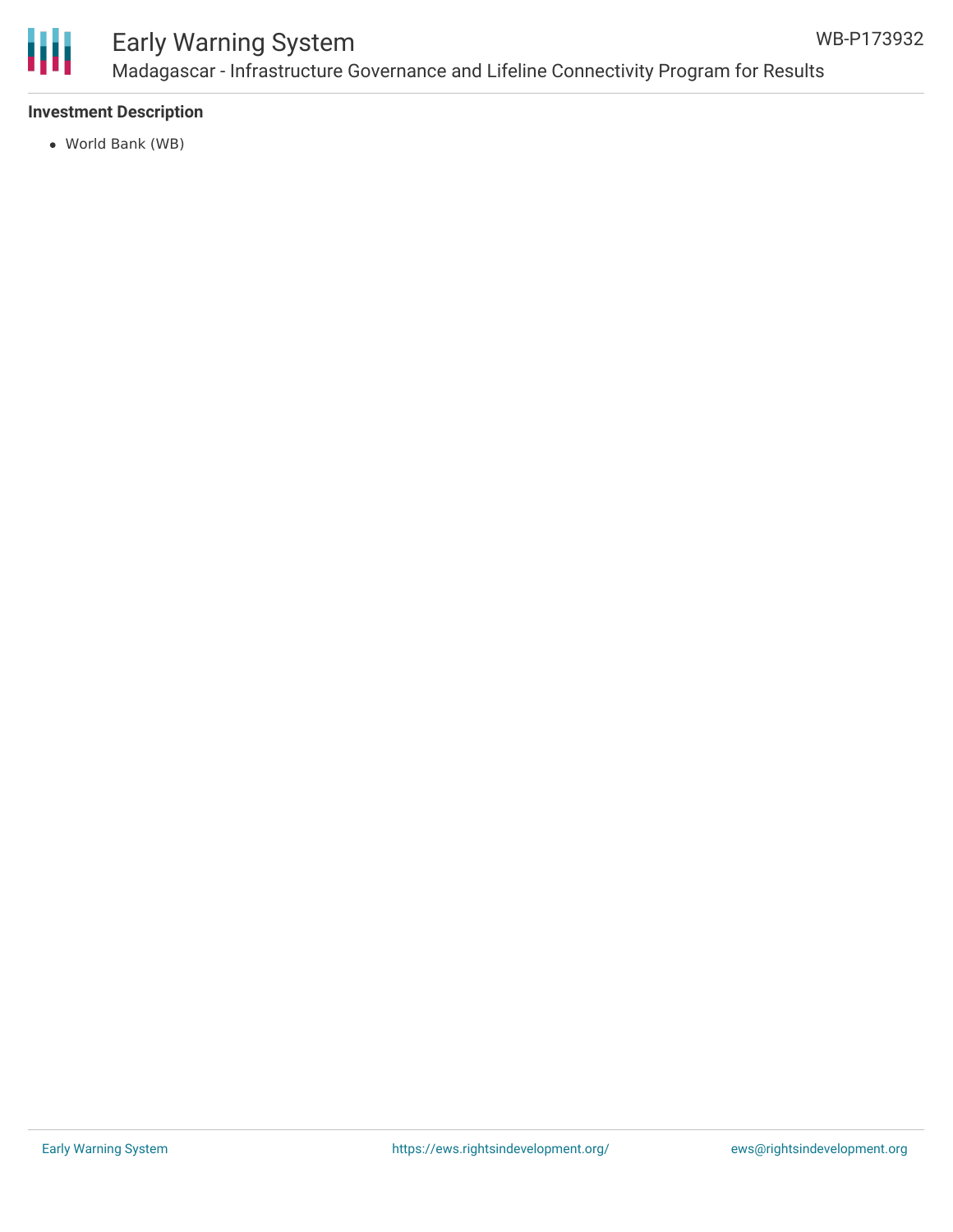### Investment Description

- World Bank (WB)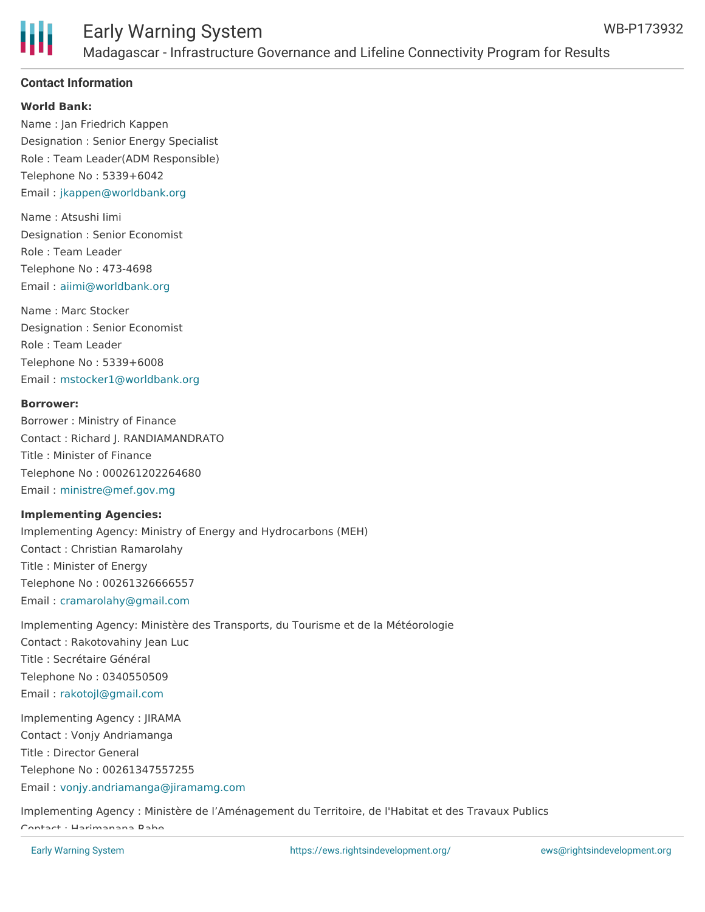## Contact Information

**World Bank:**

Name : Jan Friedrich Kappen
Designation : Senior Energy Specialist
Role : Team Leader(ADM Responsible)
Telephone No : 5339+6042
Email : jkappen@worldbank.org

Name : Atsushi Iimi
Designation : Senior Economist
Role : Team Leader
Telephone No : 473-4698
Email : aiimi@worldbank.org

Name : Marc Stocker
Designation : Senior Economist
Role : Team Leader
Telephone No : 5339+6008
Email : mstocker1@worldbank.org

**Borrower:**

Borrower : Ministry of Finance
Contact : Richard J. RANDIAMANDRATO
Title : Minister of Finance
Telephone No : 000261202264680
Email : ministre@mef.gov.mg

**Implementing Agencies:**

Implementing Agency: Ministry of Energy and Hydrocarbons (MEH)
Contact : Christian Ramarolahy
Title : Minister of Energy
Telephone No : 00261326666557
Email : cramarolahy@gmail.com

Implementing Agency: Ministère des Transports, du Tourisme et de la Météorologie
Contact : Rakotovahiny Jean Luc
Title : Secrétaire Général
Telephone No : 0340550509
Email : rakotojl@gmail.com

Implementing Agency : JIRAMA
Contact : Vonjy Andriamanga
Title : Director General
Telephone No : 00261347557255
Email : vonjy.andriamanga@jiramamg.com

Implementing Agency : Ministère de l'Aménagement du Territoire, de l'Habitat et des Travaux Publics
Contact : Harimanana Rabe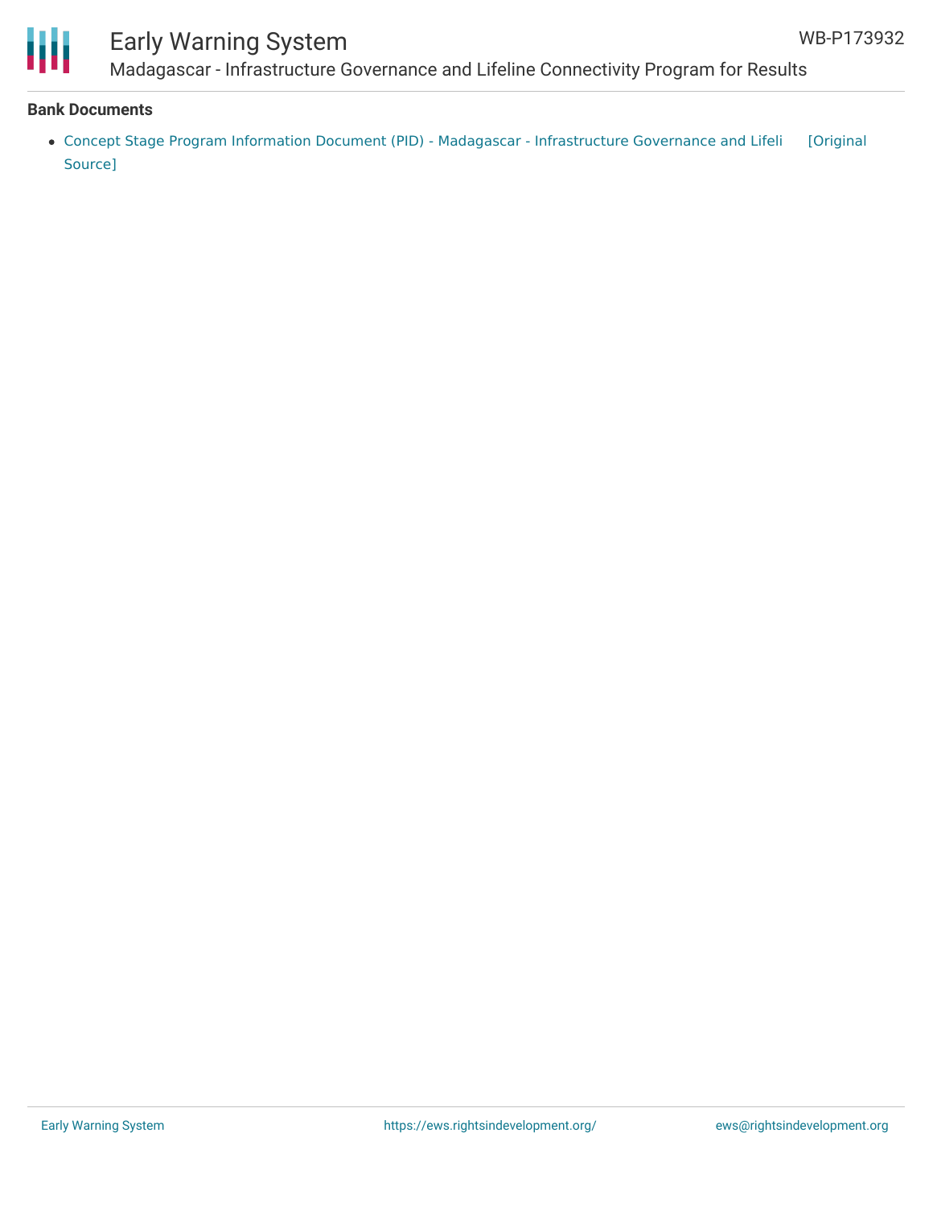**Bank Documents**

- Concept Stage Program Information Document (PID) - Madagascar - Infrastructure Governance and Lifeli [Original Source]